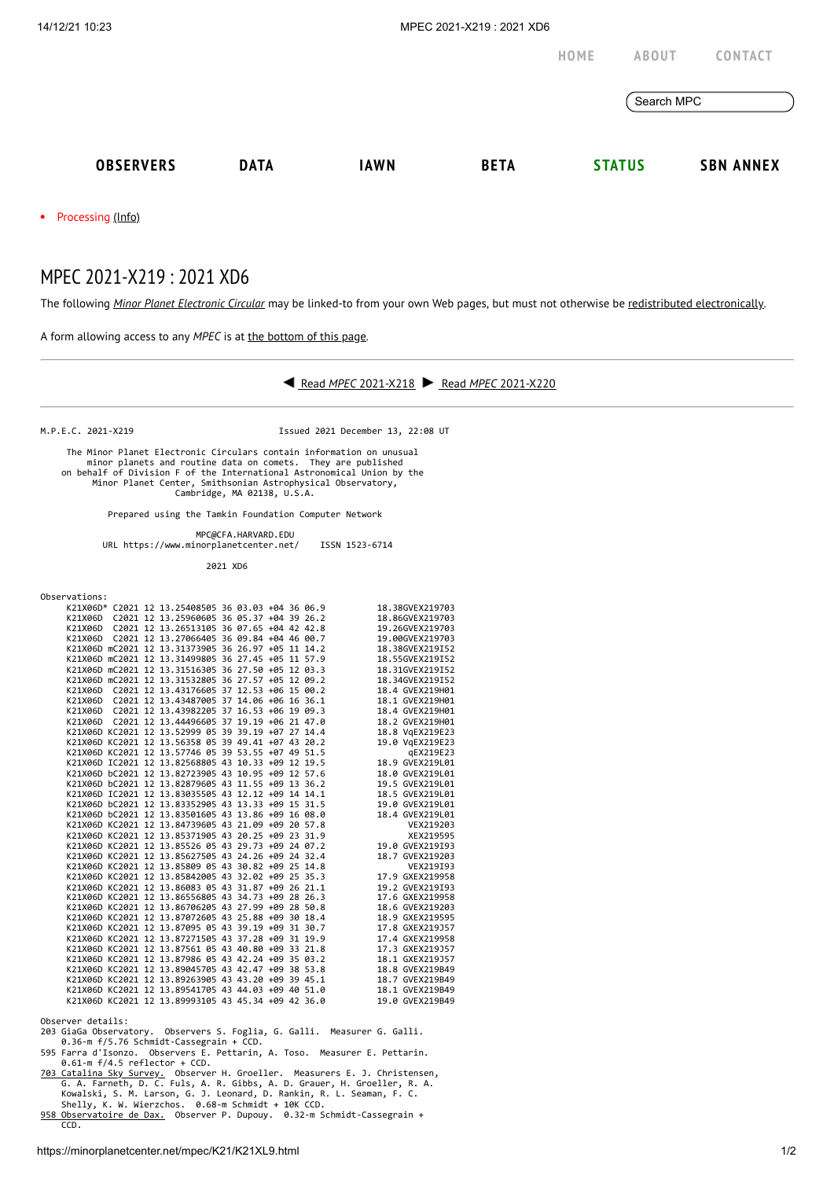HOME ABOUT CONTACT

OBSERVERS DATA IAWN BETA STATUS SBN ANNEX

- Processing (Info)

# MPEC 2021-X219 : 2021 XD6

The following *Minor Planet Electronic Circular* may be linked-to from your own Web pages, but must not otherwise be redistributed electronically.

A form allowing access to any *MPEC* is at the bottom of this page.

◀ Read *MPEC* 2021-X218 ▶ Read *MPEC* 2021-X220

```
M.P.E.C. 2021-X219                          Issued 2021 December 13, 22:08 UT

     The Minor Planet Electronic Circulars contain information on unusual
         minor planets and routine data on comets.  They are published
   on behalf of Division F of the International Astronomical Union by the
          Minor Planet Center, Smithsonian Astrophysical Observatory,
                          Cambridge, MA 02138, U.S.A.

             Prepared using the Tamkin Foundation Computer Network

                              MPC@CFA.HARVARD.EDU
           URL https://www.minorplanetcenter.net/     ISSN 1523-6714

                                   2021 XD6

Observations:
     K21X06D* C2021 12 13.25408505 36 03.03 +04 36 06.9          18.38GVEX219703
     K21X06D  C2021 12 13.25960605 36 05.37 +04 39 26.2          18.86GVEX219703
     K21X06D  C2021 12 13.26513105 36 07.65 +04 42 42.8          19.26GVEX219703
     K21X06D  C2021 12 13.27066405 36 09.84 +04 46 00.7          19.00GVEX219703
     K21X06D mC2021 12 13.31373905 36 26.97 +05 11 14.2          18.38GVEX219I52
     K21X06D mC2021 12 13.31499805 36 27.45 +05 11 57.9          18.55GVEX219I52
     K21X06D mC2021 12 13.31516305 36 27.50 +05 12 03.3          18.31GVEX219I52
     K21X06D mC2021 12 13.31532805 36 27.57 +05 12 09.2          18.34GVEX219I52
     K21X06D  C2021 12 13.43176605 37 12.53 +06 15 00.2          18.4 GVEX219H01
     K21X06D  C2021 12 13.43487005 37 14.06 +06 16 36.1          18.1 GVEX219H01
     K21X06D  C2021 12 13.43982205 37 16.53 +06 19 09.3          18.4 GVEX219H01
     K21X06D  C2021 12 13.44496605 37 19.19 +06 21 47.0          18.2 GVEX219H01
     K21X06D KC2021 12 13.52999 05 39 39.19 +07 27 14.4          18.8 VqEX219E23
     K21X06D KC2021 12 13.56358 05 39 49.41 +07 43 20.2          19.0 VqEX219E23
     K21X06D KC2021 12 13.57746 05 39 53.55 +07 49 51.5               qEX219E23
     K21X06D IC2021 12 13.82568805 43 10.33 +09 12 19.5          18.9 GVEX219L01
     K21X06D bC2021 12 13.82723905 43 10.95 +09 12 57.6          18.0 GVEX219L01
     K21X06D bC2021 12 13.82879605 43 11.55 +09 13 36.2          19.5 GVEX219L01
     K21X06D IC2021 12 13.83035505 43 12.12 +09 14 14.1          18.5 GVEX219L01
     K21X06D bC2021 12 13.83352905 43 13.33 +09 15 31.5          19.0 GVEX219L01
     K21X06D bC2021 12 13.83501605 43 13.86 +09 16 08.0          18.4 GVEX219L01
     K21X06D KC2021 12 13.84739605 43 21.09 +09 20 57.8               VEX219203
     K21X06D KC2021 12 13.85371905 43 20.25 +09 23 31.9               XEX219595
     K21X06D KC2021 12 13.85526 05 43 29.73 +09 24 07.2          19.0 GVEX219I93
     K21X06D KC2021 12 13.85627505 43 24.26 +09 24 32.4          18.7 GVEX219203
     K21X06D KC2021 12 13.85809 05 43 30.82 +09 25 14.8               VEX219I93
     K21X06D KC2021 12 13.85842005 43 32.02 +09 25 35.3          17.9 GXEX219958
     K21X06D KC2021 12 13.86083 05 43 31.87 +09 26 21.1          19.2 GVEX219I93
     K21X06D KC2021 12 13.86556805 43 34.73 +09 28 26.3          17.6 GXEX219958
     K21X06D KC2021 12 13.86706205 43 27.99 +09 28 50.8          18.6 GVEX219203
     K21X06D KC2021 12 13.87072605 43 25.88 +09 30 18.4          18.9 GXEX219595
     K21X06D KC2021 12 13.87095 05 43 39.19 +09 31 30.7          17.8 GXEX219J57
     K21X06D KC2021 12 13.87271505 43 37.28 +09 31 19.9          17.4 GXEX219958
     K21X06D KC2021 12 13.87561 05 43 40.80 +09 33 21.8          17.3 GXEX219J57
     K21X06D KC2021 12 13.87986 05 43 42.24 +09 35 03.2          18.1 GXEX219J57
     K21X06D KC2021 12 13.89045705 43 42.47 +09 38 53.8          18.8 GVEX219B49
     K21X06D KC2021 12 13.89263905 43 43.20 +09 39 45.1          18.7 GVEX219B49
     K21X06D KC2021 12 13.89541705 43 44.03 +09 40 51.0          18.1 GVEX219B49
     K21X06D KC2021 12 13.89993105 43 45.34 +09 42 36.0          19.0 GVEX219B49

Observer details:
203 GiaGa Observatory.  Observers S. Foglia, G. Galli.  Measurer G. Galli.
    0.36-m f/5.76 Schmidt-Cassegrain + CCD.
595 Farra d'Isonzo.  Observers E. Pettarin, A. Toso.  Measurer E. Pettarin.
    0.61-m f/4.5 reflector + CCD.
703 Catalina Sky Survey.  Observer H. Groeller.  Measurers E. J. Christensen,
    G. A. Farneth, D. C. Fuls, A. R. Gibbs, A. D. Grauer, H. Groeller, R. A.
    Kowalski, S. M. Larson, G. J. Leonard, D. Rankin, R. L. Seaman, F. C.
    Shelly, K. W. Wierzchos.  0.68-m Schmidt + 10K CCD.
958 Observatoire de Dax.  Observer P. Dupouy.  0.32-m Schmidt-Cassegrain +
    CCD.
```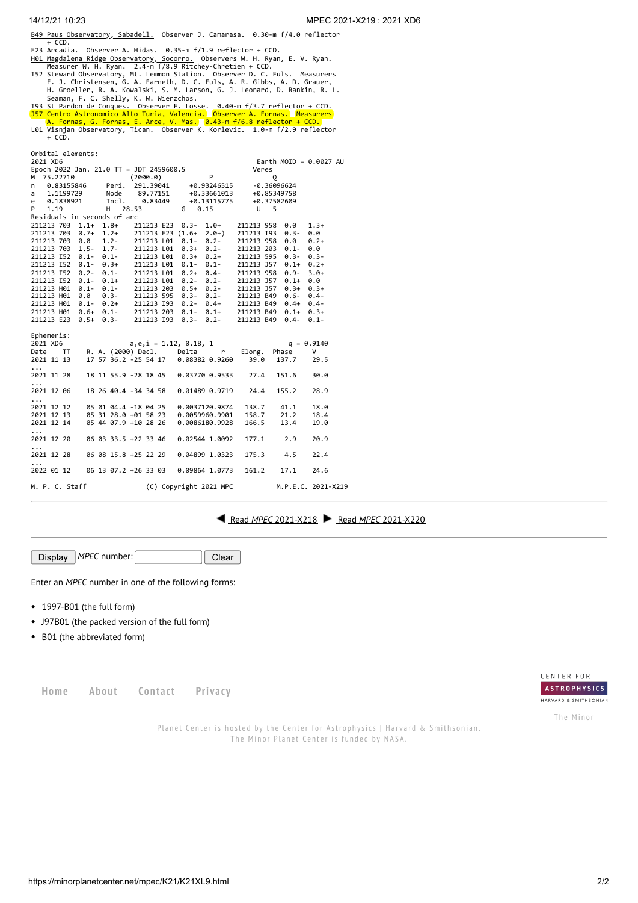B49 Paus Observatory, Sabadell. Observer J. Camarasa. 0.30-m f/4.0 reflector + CCD.
E23 Arcadia. Observer A. Hidas. 0.35-m f/1.9 reflector + CCD.
H01 Magdalena Ridge Observatory, Socorro. Observers W. H. Ryan, E. V. Ryan. Measurer W. H. Ryan. 2.4-m f/8.9 Ritchey-Chretien + CCD.
I52 Steward Observatory, Mt. Lemmon Station. Observer D. C. Fuls. Measurers E. J. Christensen, G. A. Farneth, D. C. Fuls, A. R. Gibbs, A. D. Grauer, H. Groeller, R. A. Kowalski, S. M. Larson, G. J. Leonard, D. Rankin, R. L. Seaman, F. C. Shelly, K. W. Wierzchos.
I93 St Pardon de Conques. Observer F. Losse. 0.40-m f/3.7 reflector + CCD.
J57 Centro Astronomico Alto Turia, Valencia. Observer A. Fornas. Measurers A. Fornas, G. Fornas, E. Arce, V. Mas. 0.43-m f/6.8 reflector + CCD.
L01 Visnjan Observatory, Tican. Observer K. Korlevic. 1.0-m f/2.9 reflector + CCD.

```
Orbital elements:
2021 XD6                                                  Earth MOID = 0.0027 AU
Epoch 2022 Jan. 21.0 TT = JDT 2459600.5                Veres
M  75.22710              (2000.0)            P               Q
n   0.83155846     Peri.  291.39041     +0.93246515     -0.36096624
a   1.1199729      Node    89.77151     +0.33661013     +0.85349758
e   0.1838921      Incl.    0.83449     +0.13115775     +0.37582609
P   1.19           H   28.53           G   0.15           U   5
Residuals in seconds of arc
211213 703  1.1+  1.8+    211213 E23  0.3-  1.0+    211213 958  0.0   1.3+
211213 703  0.7+  1.2+    211213 E23 (1.6+  2.0+)   211213 I93  0.3-  0.0
211213 703  0.0   1.2-    211213 L01  0.1-  0.2-    211213 958  0.0   0.2+
211213 703  1.5-  1.7-    211213 L01  0.3+  0.2-    211213 203  0.1-  0.0
211213 I52  0.1-  0.1-    211213 L01  0.3+  0.2+    211213 595  0.3-  0.3-
211213 I52  0.1-  0.3+    211213 L01  0.1-  0.1-    211213 J57  0.1+  0.2+
211213 I52  0.2-  0.1-    211213 L01  0.2+  0.4-    211213 958  0.9-  3.0+
211213 I52  0.1-  0.1+    211213 L01  0.2-  0.2-    211213 J57  0.1+  0.0
211213 H01  0.1-  0.1-    211213 203  0.5+  0.2-    211213 J57  0.3+  0.3+
211213 H01  0.0   0.3-    211213 595  0.3-  0.2-    211213 B49  0.6-  0.4-
211213 H01  0.1-  0.2+    211213 I93  0.2-  0.4+    211213 B49  0.4+  0.4-
211213 H01  0.6+  0.1-    211213 203  0.1-  0.1+    211213 B49  0.1+  0.3+
211213 E23  0.5+  0.3-    211213 I93  0.3-  0.2-    211213 B49  0.4-  0.1-

Ephemeris:
2021 XD6                  a,e,i = 1.12, 0.18, 1                  q = 0.9140
Date    TT     R. A. (2000) Decl.     Delta      r     Elong.  Phase     V
2021 11 13    17 57 36.2 -25 54 17   0.08382 0.9260    39.0   137.7    29.5
...
2021 11 28    18 11 55.9 -28 18 45   0.03770 0.9533    27.4   151.6    30.0
...
2021 12 06    18 26 40.4 -34 34 58   0.01489 0.9719    24.4   155.2    28.9
...
2021 12 12    05 01 04.4 -18 04 25   0.0037120.9874   138.7    41.1    18.0
2021 12 13    05 31 28.0 +01 58 23   0.0059960.9901   158.7    21.2    18.4
2021 12 14    05 44 07.9 +10 28 26   0.0086180.9928   166.5    13.4    19.0
...
2021 12 20    06 03 33.5 +22 33 46   0.02544 1.0092   177.1     2.9    20.9
...
2021 12 28    06 08 15.8 +25 22 29   0.04899 1.0323   175.3     4.5    22.4
...
2022 01 12    06 13 07.2 +26 33 03   0.09864 1.0773   161.2    17.1    24.6

M. P. C. Staff              (C) Copyright 2021 MPC           M.P.E.C. 2021-X219
```

Read *MPEC* 2021-X218 Read *MPEC* 2021-X220

Display *MPEC* number: Clear

Enter an *MPEC* number in one of the following forms:

- 1997-B01 (the full form)
- J97B01 (the packed version of the full form)
- B01 (the abbreviated form)

Home About Contact Privacy

CENTER FOR ASTROPHYSICS HARVARD & SMITHSONIAN

The Minor Planet Center is hosted by the Center for Astrophysics | Harvard & Smithsonian.
The Minor Planet Center is funded by NASA.